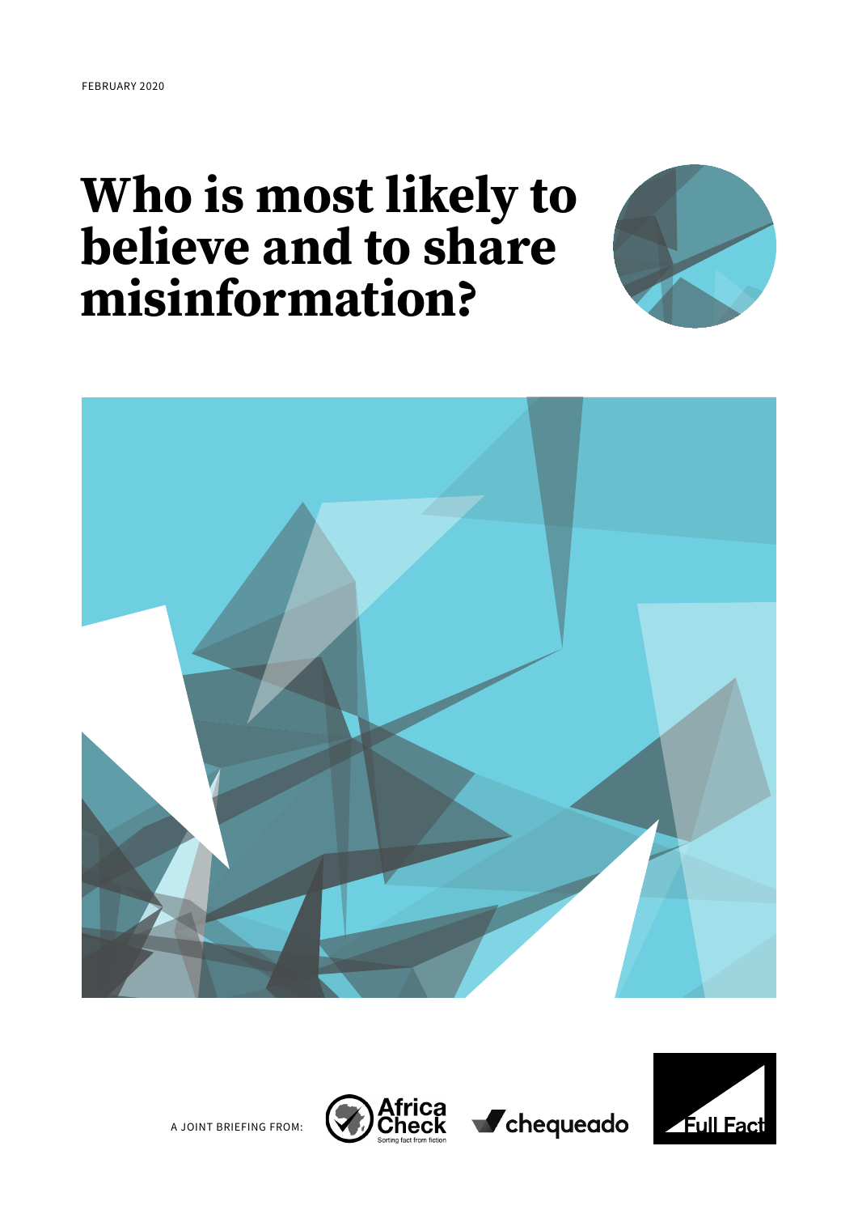FEBRUARY 2020

# Who is most likely to believe and to share misinformation?

A JOINT BRIEFING FROM: Africa Check (Sorting fact from fiction), chequeado, Full Fact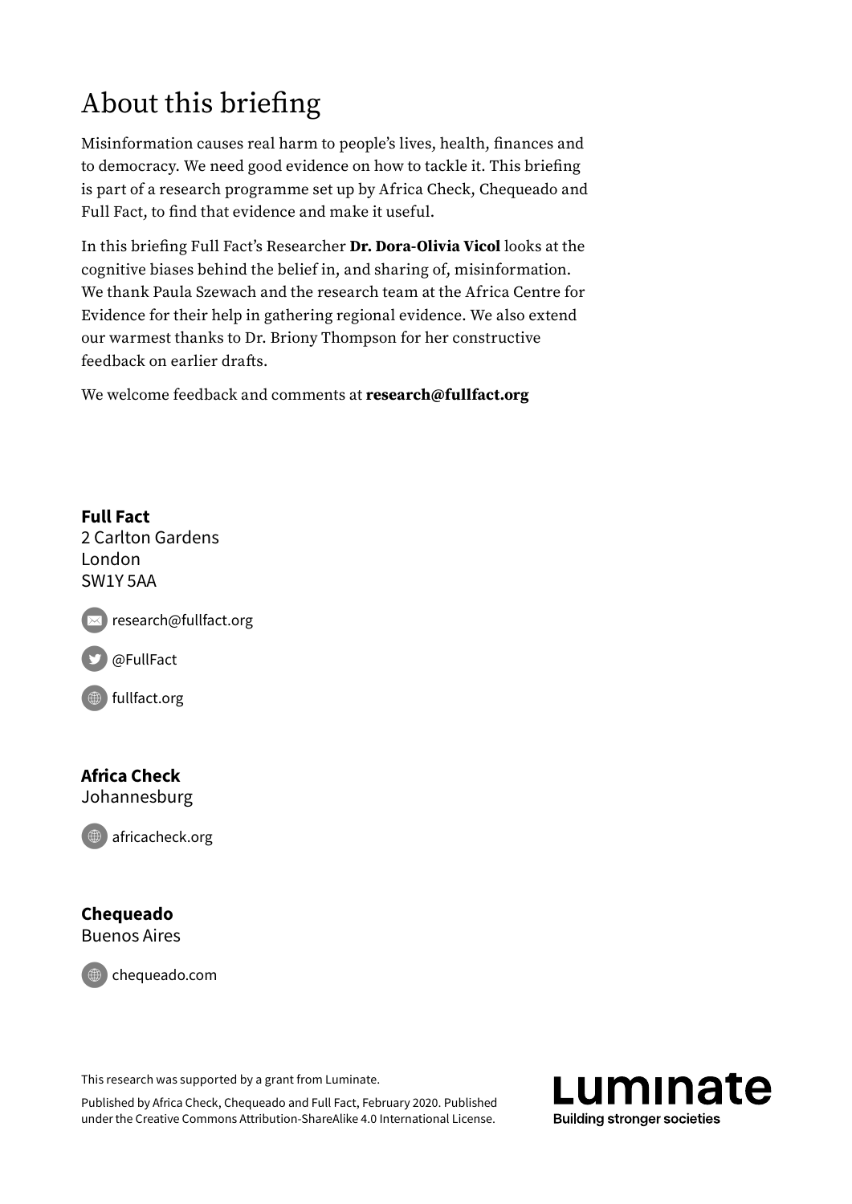# About this briefing

Misinformation causes real harm to people's lives, health, finances and to democracy. We need good evidence on how to tackle it. This briefing is part of a research programme set up by Africa Check, Chequeado and Full Fact, to find that evidence and make it useful.

In this briefing Full Fact's Researcher **Dr. Dora-Olivia Vicol** looks at the cognitive biases behind the belief in, and sharing of, misinformation. We thank Paula Szewach and the research team at the Africa Centre for Evidence for their help in gathering regional evidence. We also extend our warmest thanks to Dr. Briony Thompson for her constructive feedback on earlier drafts.

We welcome feedback and comments at **research@fullfact.org**

**Full Fact**
2 Carlton Gardens
London
SW1Y 5AA

research@fullfact.org

@FullFact

fullfact.org

**Africa Check**
Johannesburg

africacheck.org

**Chequeado**
Buenos Aires

chequeado.com

This research was supported by a grant from Luminate.

Published by Africa Check, Chequeado and Full Fact, February 2020. Published under the Creative Commons Attribution-ShareAlike 4.0 International License.

Luminate
Building stronger societies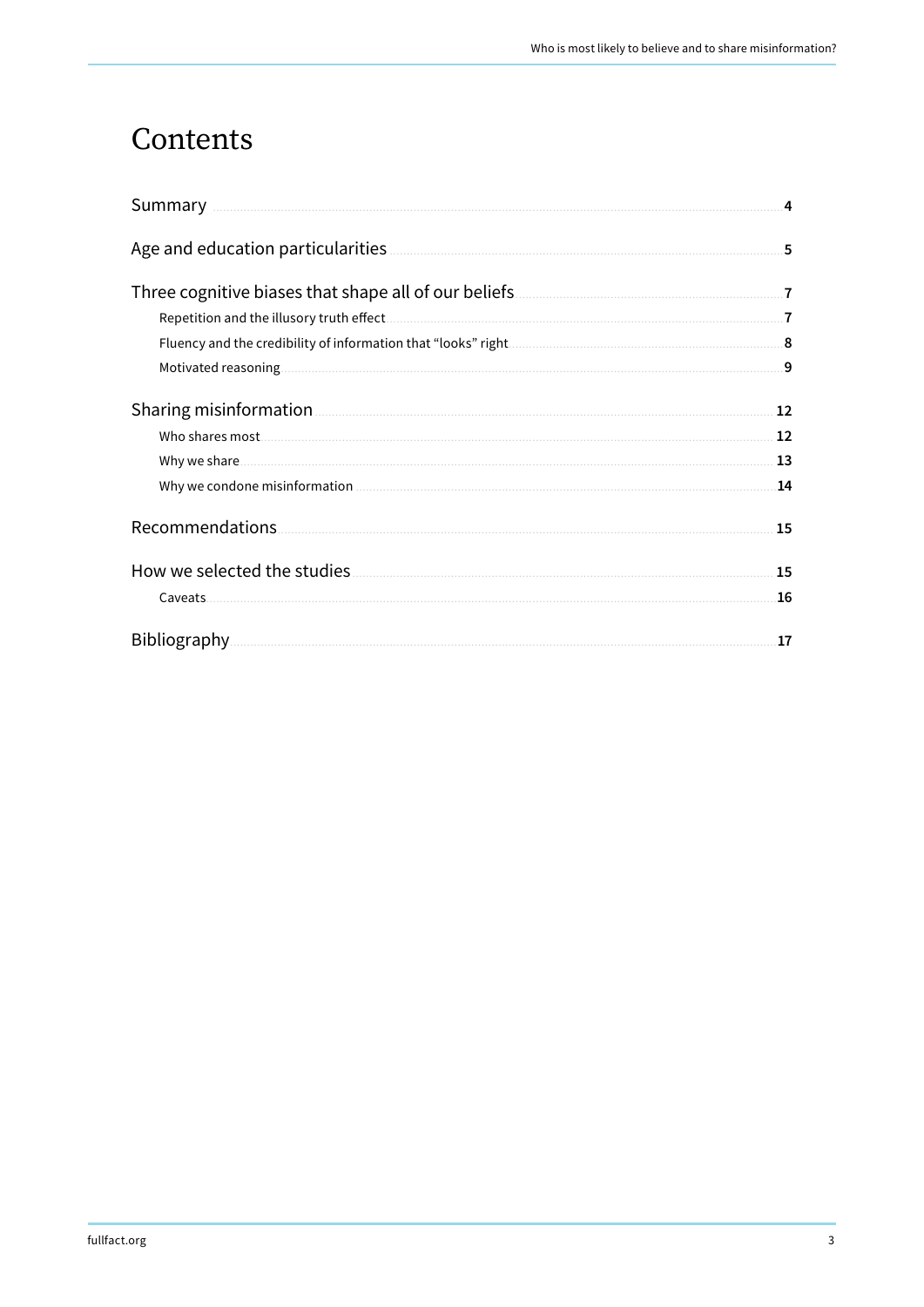# Contents

- Summary ..... 4
- Age and education particularities ..... 5
- Three cognitive biases that shape all of our beliefs ..... 7
  - Repetition and the illusory truth effect ..... 7
  - Fluency and the credibility of information that “looks” right ..... 8
  - Motivated reasoning ..... 9
- Sharing misinformation ..... 12
  - Who shares most ..... 12
  - Why we share ..... 13
  - Why we condone misinformation ..... 14
- Recommendations ..... 15
- How we selected the studies ..... 15
  - Caveats ..... 16
- Bibliography ..... 17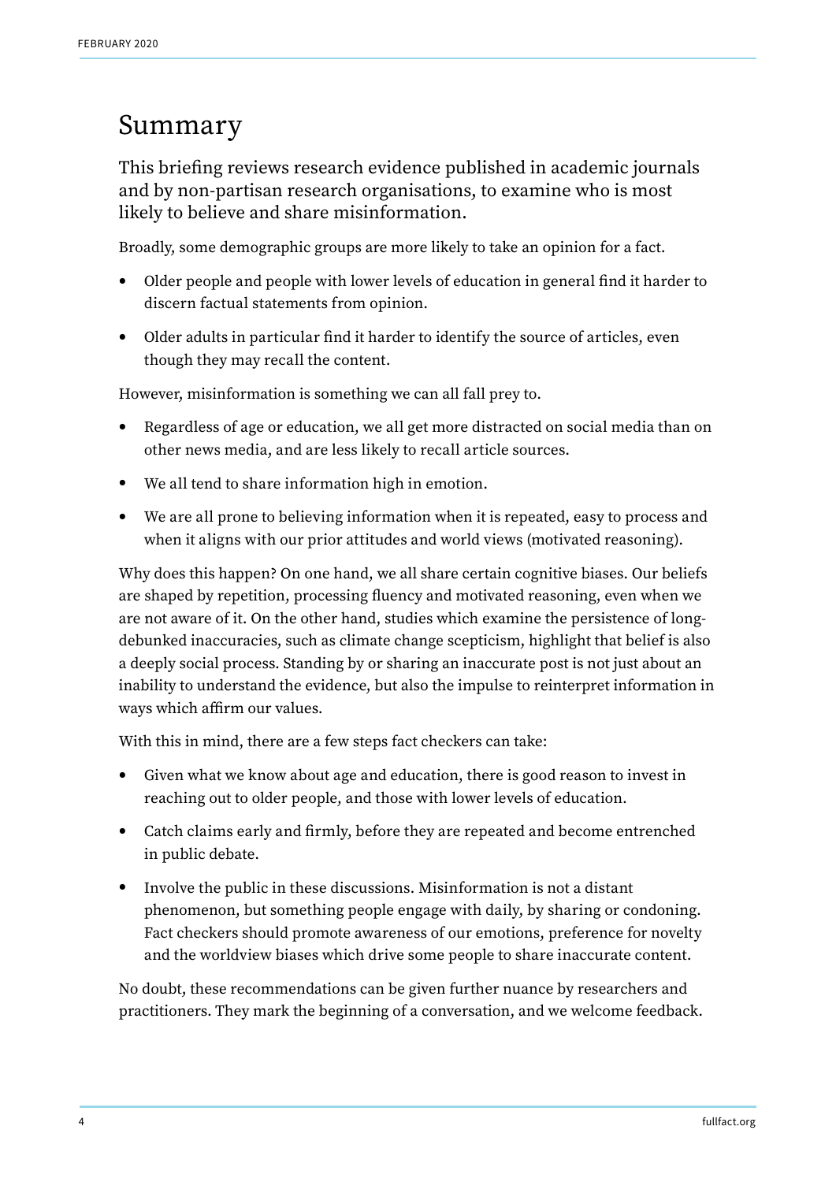# Summary

This briefing reviews research evidence published in academic journals and by non-partisan research organisations, to examine who is most likely to believe and share misinformation.

Broadly, some demographic groups are more likely to take an opinion for a fact.

- Older people and people with lower levels of education in general find it harder to discern factual statements from opinion.
- Older adults in particular find it harder to identify the source of articles, even though they may recall the content.

However, misinformation is something we can all fall prey to.

- Regardless of age or education, we all get more distracted on social media than on other news media, and are less likely to recall article sources.
- We all tend to share information high in emotion.
- We are all prone to believing information when it is repeated, easy to process and when it aligns with our prior attitudes and world views (motivated reasoning).

Why does this happen? On one hand, we all share certain cognitive biases. Our beliefs are shaped by repetition, processing fluency and motivated reasoning, even when we are not aware of it. On the other hand, studies which examine the persistence of long-debunked inaccuracies, such as climate change scepticism, highlight that belief is also a deeply social process. Standing by or sharing an inaccurate post is not just about an inability to understand the evidence, but also the impulse to reinterpret information in ways which affirm our values.

With this in mind, there are a few steps fact checkers can take:

- Given what we know about age and education, there is good reason to invest in reaching out to older people, and those with lower levels of education.
- Catch claims early and firmly, before they are repeated and become entrenched in public debate.
- Involve the public in these discussions. Misinformation is not a distant phenomenon, but something people engage with daily, by sharing or condoning. Fact checkers should promote awareness of our emotions, preference for novelty and the worldview biases which drive some people to share inaccurate content.

No doubt, these recommendations can be given further nuance by researchers and practitioners. They mark the beginning of a conversation, and we welcome feedback.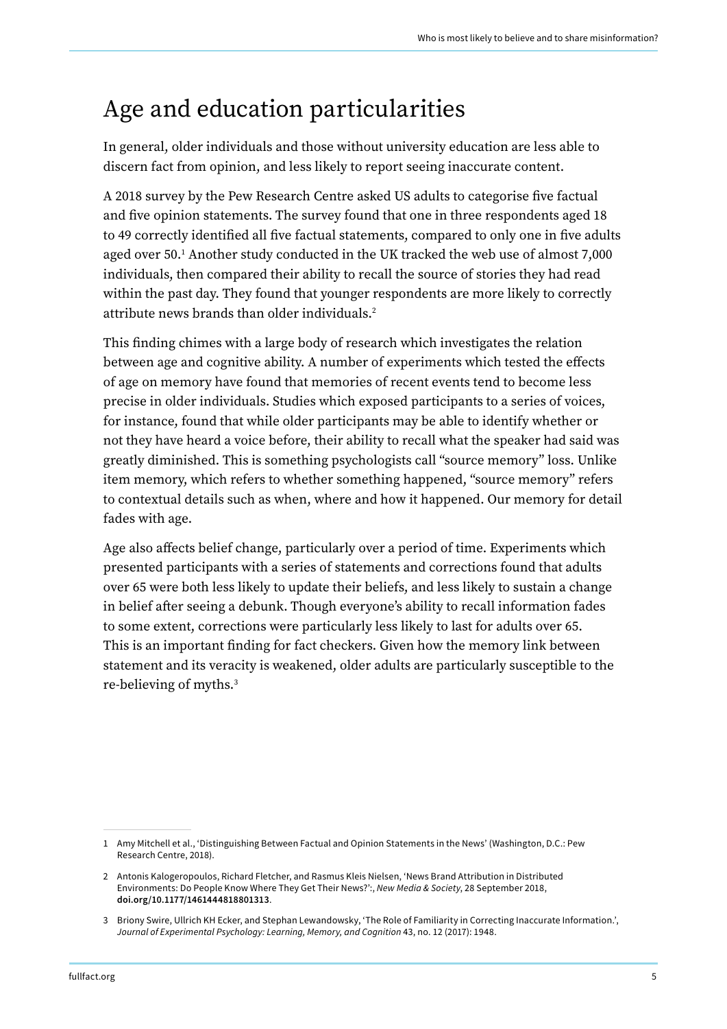## Age and education particularities

In general, older individuals and those without university education are less able to discern fact from opinion, and less likely to report seeing inaccurate content.

A 2018 survey by the Pew Research Centre asked US adults to categorise five factual and five opinion statements. The survey found that one in three respondents aged 18 to 49 correctly identified all five factual statements, compared to only one in five adults aged over 50.[1] Another study conducted in the UK tracked the web use of almost 7,000 individuals, then compared their ability to recall the source of stories they had read within the past day. They found that younger respondents are more likely to correctly attribute news brands than older individuals.[2]

This finding chimes with a large body of research which investigates the relation between age and cognitive ability. A number of experiments which tested the effects of age on memory have found that memories of recent events tend to become less precise in older individuals. Studies which exposed participants to a series of voices, for instance, found that while older participants may be able to identify whether or not they have heard a voice before, their ability to recall what the speaker had said was greatly diminished. This is something psychologists call "source memory" loss. Unlike item memory, which refers to whether something happened, "source memory" refers to contextual details such as when, where and how it happened. Our memory for detail fades with age.

Age also affects belief change, particularly over a period of time. Experiments which presented participants with a series of statements and corrections found that adults over 65 were both less likely to update their beliefs, and less likely to sustain a change in belief after seeing a debunk. Though everyone's ability to recall information fades to some extent, corrections were particularly less likely to last for adults over 65. This is an important finding for fact checkers. Given how the memory link between statement and its veracity is weakened, older adults are particularly susceptible to the re-believing of myths.[3]

---

1 Amy Mitchell et al., 'Distinguishing Between Factual and Opinion Statements in the News' (Washington, D.C.: Pew Research Centre, 2018).

2 Antonis Kalogeropoulos, Richard Fletcher, and Rasmus Kleis Nielsen, 'News Brand Attribution in Distributed Environments: Do People Know Where They Get Their News?':, *New Media & Society*, 28 September 2018, **doi.org/10.1177/1461444818801313**.

3 Briony Swire, Ullrich KH Ecker, and Stephan Lewandowsky, 'The Role of Familiarity in Correcting Inaccurate Information.', *Journal of Experimental Psychology: Learning, Memory, and Cognition* 43, no. 12 (2017): 1948.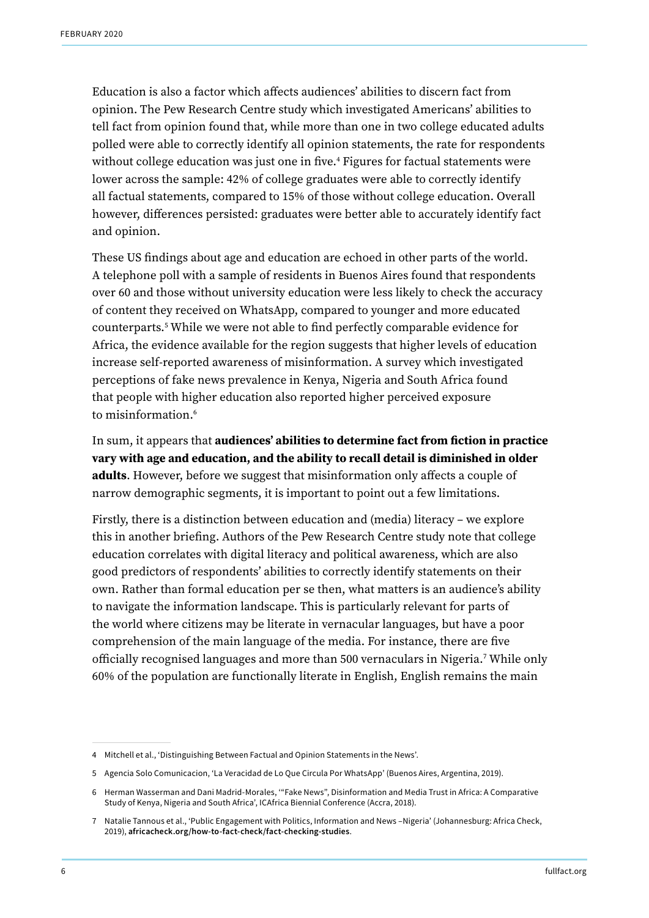Education is also a factor which affects audiences' abilities to discern fact from opinion. The Pew Research Centre study which investigated Americans' abilities to tell fact from opinion found that, while more than one in two college educated adults polled were able to correctly identify all opinion statements, the rate for respondents without college education was just one in five.[4] Figures for factual statements were lower across the sample: 42% of college graduates were able to correctly identify all factual statements, compared to 15% of those without college education. Overall however, differences persisted: graduates were better able to accurately identify fact and opinion.

These US findings about age and education are echoed in other parts of the world. A telephone poll with a sample of residents in Buenos Aires found that respondents over 60 and those without university education were less likely to check the accuracy of content they received on WhatsApp, compared to younger and more educated counterparts.[5] While we were not able to find perfectly comparable evidence for Africa, the evidence available for the region suggests that higher levels of education increase self-reported awareness of misinformation. A survey which investigated perceptions of fake news prevalence in Kenya, Nigeria and South Africa found that people with higher education also reported higher perceived exposure to misinformation.[6]

In sum, it appears that **audiences' abilities to determine fact from fiction in practice vary with age and education, and the ability to recall detail is diminished in older adults**. However, before we suggest that misinformation only affects a couple of narrow demographic segments, it is important to point out a few limitations.

Firstly, there is a distinction between education and (media) literacy – we explore this in another briefing. Authors of the Pew Research Centre study note that college education correlates with digital literacy and political awareness, which are also good predictors of respondents' abilities to correctly identify statements on their own. Rather than formal education per se then, what matters is an audience's ability to navigate the information landscape. This is particularly relevant for parts of the world where citizens may be literate in vernacular languages, but have a poor comprehension of the main language of the media. For instance, there are five officially recognised languages and more than 500 vernaculars in Nigeria.[7] While only 60% of the population are functionally literate in English, English remains the main

---

4 Mitchell et al., 'Distinguishing Between Factual and Opinion Statements in the News'.

5 Agencia Solo Comunicacion, 'La Veracidad de Lo Que Circula Por WhatsApp' (Buenos Aires, Argentina, 2019).

6 Herman Wasserman and Dani Madrid-Morales, '"Fake News", Disinformation and Media Trust in Africa: A Comparative Study of Kenya, Nigeria and South Africa', ICAfrica Biennial Conference (Accra, 2018).

7 Natalie Tannous et al., 'Public Engagement with Politics, Information and News –Nigeria' (Johannesburg: Africa Check, 2019), **africacheck.org/how-to-fact-check/fact-checking-studies**.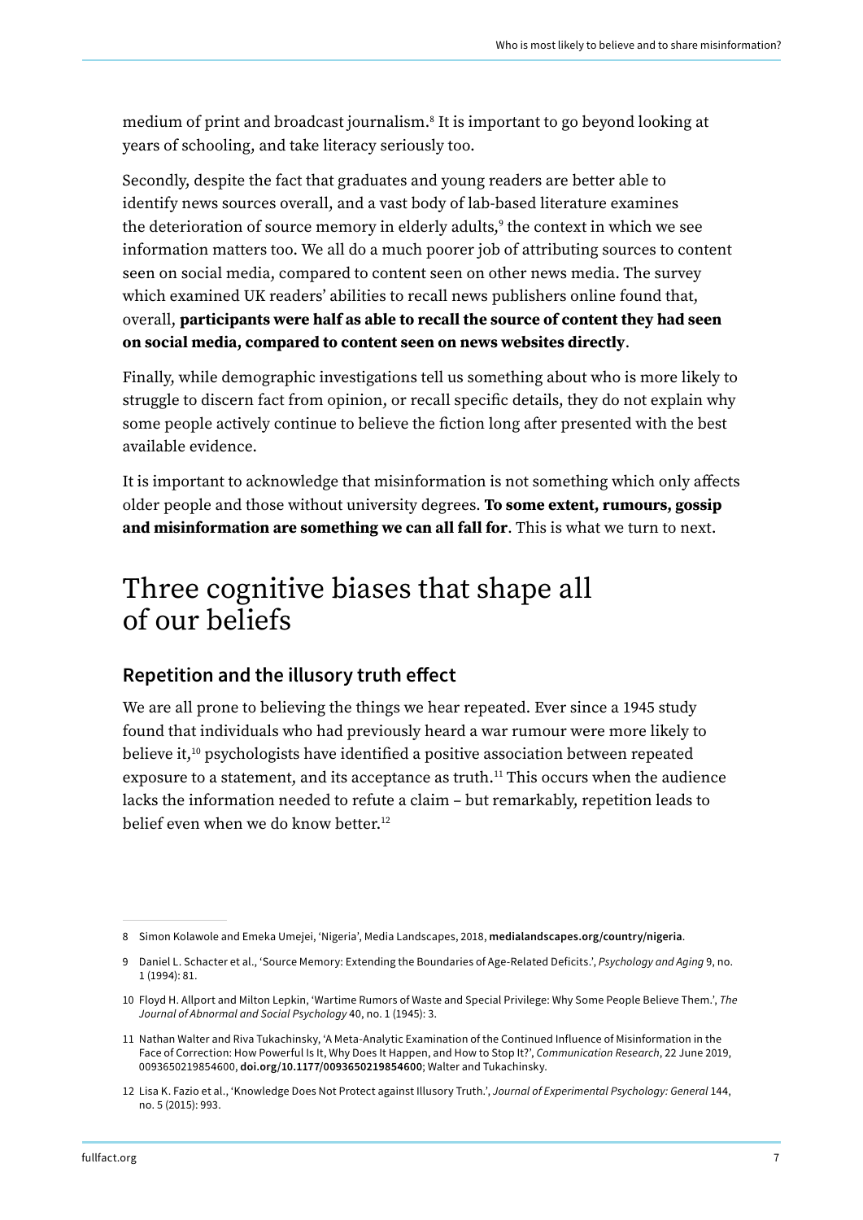medium of print and broadcast journalism.[8] It is important to go beyond looking at years of schooling, and take literacy seriously too.

Secondly, despite the fact that graduates and young readers are better able to identify news sources overall, and a vast body of lab-based literature examines the deterioration of source memory in elderly adults,[9] the context in which we see information matters too. We all do a much poorer job of attributing sources to content seen on social media, compared to content seen on other news media. The survey which examined UK readers' abilities to recall news publishers online found that, overall, **participants were half as able to recall the source of content they had seen on social media, compared to content seen on news websites directly**.

Finally, while demographic investigations tell us something about who is more likely to struggle to discern fact from opinion, or recall specific details, they do not explain why some people actively continue to believe the fiction long after presented with the best available evidence.

It is important to acknowledge that misinformation is not something which only affects older people and those without university degrees. **To some extent, rumours, gossip and misinformation are something we can all fall for**. This is what we turn to next.

# Three cognitive biases that shape all of our beliefs

## Repetition and the illusory truth effect

We are all prone to believing the things we hear repeated. Ever since a 1945 study found that individuals who had previously heard a war rumour were more likely to believe it,[10] psychologists have identified a positive association between repeated exposure to a statement, and its acceptance as truth.[11] This occurs when the audience lacks the information needed to refute a claim – but remarkably, repetition leads to belief even when we do know better.[12]

---

8 Simon Kolawole and Emeka Umejei, 'Nigeria', Media Landscapes, 2018, **medialandscapes.org/country/nigeria**.

9 Daniel L. Schacter et al., 'Source Memory: Extending the Boundaries of Age-Related Deficits.', *Psychology and Aging* 9, no. 1 (1994): 81.

10 Floyd H. Allport and Milton Lepkin, 'Wartime Rumors of Waste and Special Privilege: Why Some People Believe Them.', *The Journal of Abnormal and Social Psychology* 40, no. 1 (1945): 3.

11 Nathan Walter and Riva Tukachinsky, 'A Meta-Analytic Examination of the Continued Influence of Misinformation in the Face of Correction: How Powerful Is It, Why Does It Happen, and How to Stop It?', *Communication Research*, 22 June 2019, 0093650219854600, **doi.org/10.1177/0093650219854600**; Walter and Tukachinsky.

12 Lisa K. Fazio et al., 'Knowledge Does Not Protect against Illusory Truth.', *Journal of Experimental Psychology: General* 144, no. 5 (2015): 993.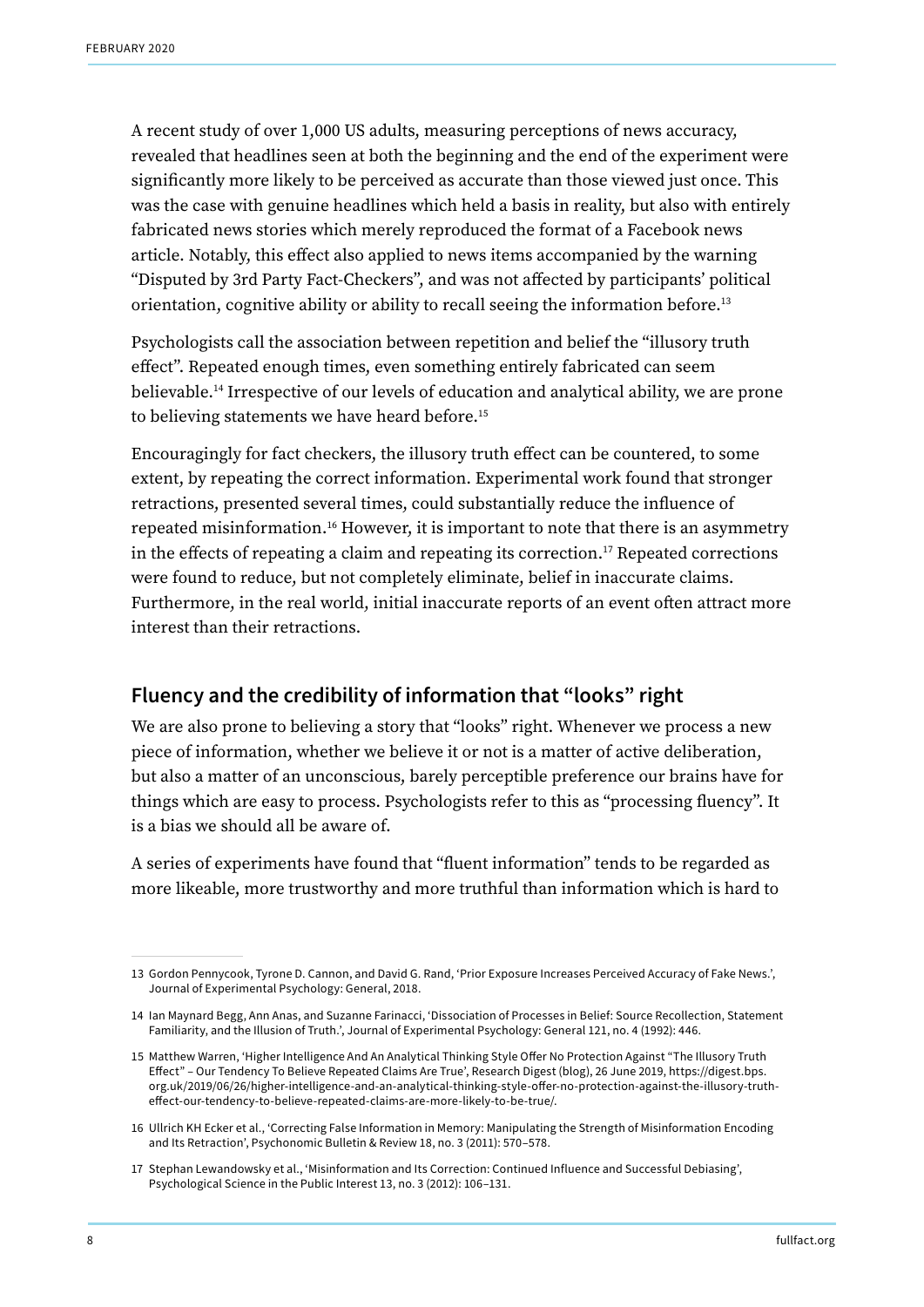A recent study of over 1,000 US adults, measuring perceptions of news accuracy, revealed that headlines seen at both the beginning and the end of the experiment were significantly more likely to be perceived as accurate than those viewed just once. This was the case with genuine headlines which held a basis in reality, but also with entirely fabricated news stories which merely reproduced the format of a Facebook news article. Notably, this effect also applied to news items accompanied by the warning "Disputed by 3rd Party Fact-Checkers", and was not affected by participants' political orientation, cognitive ability or ability to recall seeing the information before.[13]

Psychologists call the association between repetition and belief the "illusory truth effect". Repeated enough times, even something entirely fabricated can seem believable.[14] Irrespective of our levels of education and analytical ability, we are prone to believing statements we have heard before.[15]

Encouragingly for fact checkers, the illusory truth effect can be countered, to some extent, by repeating the correct information. Experimental work found that stronger retractions, presented several times, could substantially reduce the influence of repeated misinformation.[16] However, it is important to note that there is an asymmetry in the effects of repeating a claim and repeating its correction.[17] Repeated corrections were found to reduce, but not completely eliminate, belief in inaccurate claims. Furthermore, in the real world, initial inaccurate reports of an event often attract more interest than their retractions.

## Fluency and the credibility of information that "looks" right

We are also prone to believing a story that "looks" right. Whenever we process a new piece of information, whether we believe it or not is a matter of active deliberation, but also a matter of an unconscious, barely perceptible preference our brains have for things which are easy to process. Psychologists refer to this as "processing fluency". It is a bias we should all be aware of.

A series of experiments have found that "fluent information" tends to be regarded as more likeable, more trustworthy and more truthful than information which is hard to

---

13 Gordon Pennycook, Tyrone D. Cannon, and David G. Rand, 'Prior Exposure Increases Perceived Accuracy of Fake News.', Journal of Experimental Psychology: General, 2018.

14 Ian Maynard Begg, Ann Anas, and Suzanne Farinacci, 'Dissociation of Processes in Belief: Source Recollection, Statement Familiarity, and the Illusion of Truth.', Journal of Experimental Psychology: General 121, no. 4 (1992): 446.

15 Matthew Warren, 'Higher Intelligence And An Analytical Thinking Style Offer No Protection Against "The Illusory Truth Effect" – Our Tendency To Believe Repeated Claims Are True', Research Digest (blog), 26 June 2019, https://digest.bps.org.uk/2019/06/26/higher-intelligence-and-an-analytical-thinking-style-offer-no-protection-against-the-illusory-truth-effect-our-tendency-to-believe-repeated-claims-are-more-likely-to-be-true/.

16 Ullrich KH Ecker et al., 'Correcting False Information in Memory: Manipulating the Strength of Misinformation Encoding and Its Retraction', Psychonomic Bulletin & Review 18, no. 3 (2011): 570–578.

17 Stephan Lewandowsky et al., 'Misinformation and Its Correction: Continued Influence and Successful Debiasing', Psychological Science in the Public Interest 13, no. 3 (2012): 106–131.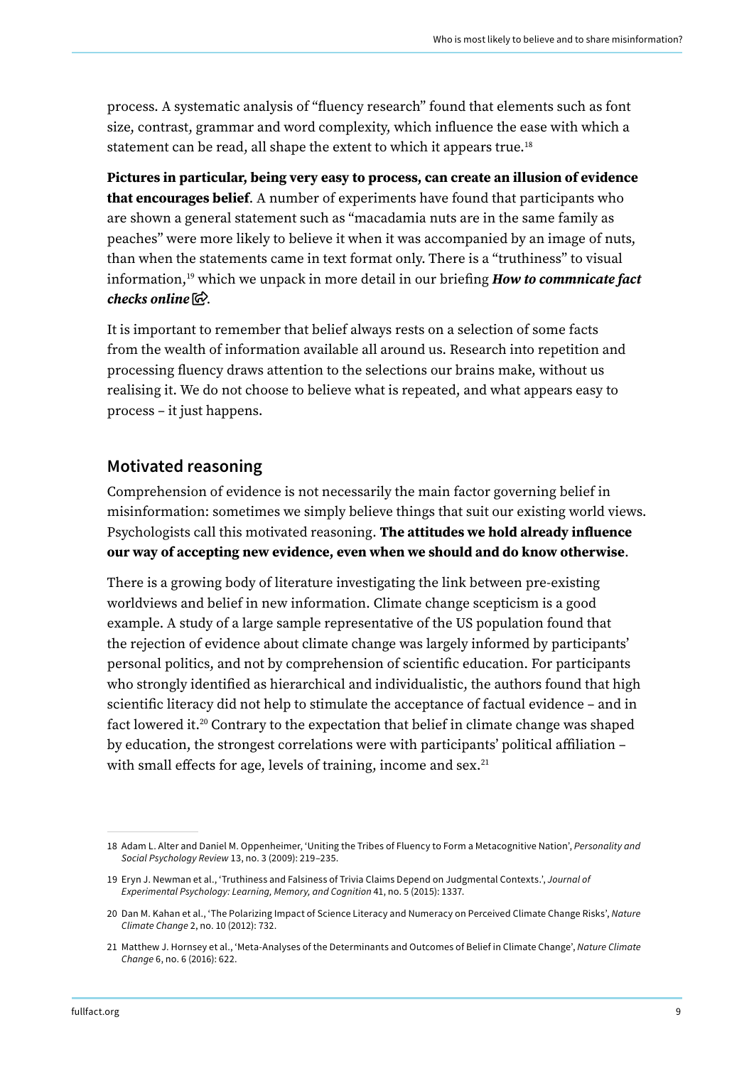process. A systematic analysis of "fluency research" found that elements such as font size, contrast, grammar and word complexity, which influence the ease with which a statement can be read, all shape the extent to which it appears true.[18]

**Pictures in particular, being very easy to process, can create an illusion of evidence that encourages belief**. A number of experiments have found that participants who are shown a general statement such as "macadamia nuts are in the same family as peaches" were more likely to believe it when it was accompanied by an image of nuts, than when the statements came in text format only. There is a "truthiness" to visual information,[19] which we unpack in more detail in our briefing ***How to commnicate fact checks online***.

It is important to remember that belief always rests on a selection of some facts from the wealth of information available all around us. Research into repetition and processing fluency draws attention to the selections our brains make, without us realising it. We do not choose to believe what is repeated, and what appears easy to process – it just happens.

## Motivated reasoning

Comprehension of evidence is not necessarily the main factor governing belief in misinformation: sometimes we simply believe things that suit our existing world views. Psychologists call this motivated reasoning. **The attitudes we hold already influence our way of accepting new evidence, even when we should and do know otherwise**.

There is a growing body of literature investigating the link between pre-existing worldviews and belief in new information. Climate change scepticism is a good example. A study of a large sample representative of the US population found that the rejection of evidence about climate change was largely informed by participants' personal politics, and not by comprehension of scientific education. For participants who strongly identified as hierarchical and individualistic, the authors found that high scientific literacy did not help to stimulate the acceptance of factual evidence – and in fact lowered it.[20] Contrary to the expectation that belief in climate change was shaped by education, the strongest correlations were with participants' political affiliation – with small effects for age, levels of training, income and sex.[21]

---

18 Adam L. Alter and Daniel M. Oppenheimer, 'Uniting the Tribes of Fluency to Form a Metacognitive Nation', *Personality and Social Psychology Review* 13, no. 3 (2009): 219–235.

19 Eryn J. Newman et al., 'Truthiness and Falsiness of Trivia Claims Depend on Judgmental Contexts.', *Journal of Experimental Psychology: Learning, Memory, and Cognition* 41, no. 5 (2015): 1337.

20 Dan M. Kahan et al., 'The Polarizing Impact of Science Literacy and Numeracy on Perceived Climate Change Risks', *Nature Climate Change* 2, no. 10 (2012): 732.

21 Matthew J. Hornsey et al., 'Meta-Analyses of the Determinants and Outcomes of Belief in Climate Change', *Nature Climate Change* 6, no. 6 (2016): 622.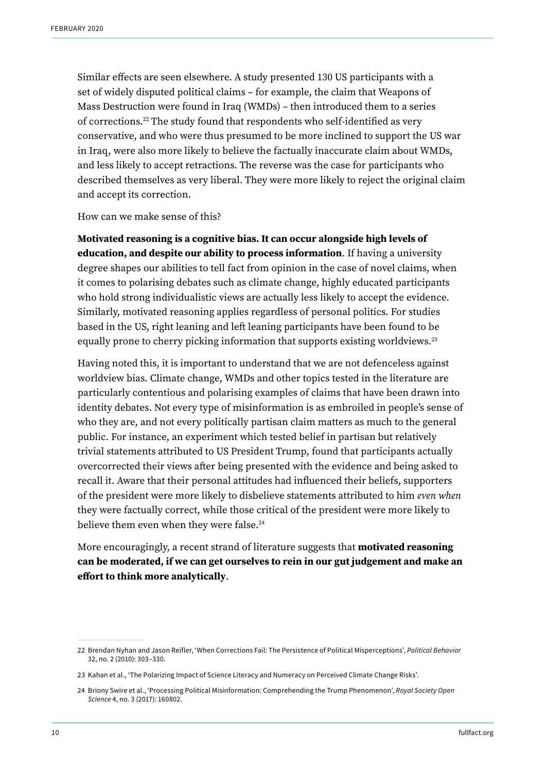Similar effects are seen elsewhere. A study presented 130 US participants with a set of widely disputed political claims – for example, the claim that Weapons of Mass Destruction were found in Iraq (WMDs) – then introduced them to a series of corrections.[22] The study found that respondents who self-identified as very conservative, and who were thus presumed to be more inclined to support the US war in Iraq, were also more likely to believe the factually inaccurate claim about WMDs, and less likely to accept retractions. The reverse was the case for participants who described themselves as very liberal. They were more likely to reject the original claim and accept its correction.

How can we make sense of this?

**Motivated reasoning is a cognitive bias. It can occur alongside high levels of education, and despite our ability to process information**. If having a university degree shapes our abilities to tell fact from opinion in the case of novel claims, when it comes to polarising debates such as climate change, highly educated participants who hold strong individualistic views are actually less likely to accept the evidence. Similarly, motivated reasoning applies regardless of personal politics. For studies based in the US, right leaning and left leaning participants have been found to be equally prone to cherry picking information that supports existing worldviews.[23]

Having noted this, it is important to understand that we are not defenceless against worldview bias. Climate change, WMDs and other topics tested in the literature are particularly contentious and polarising examples of claims that have been drawn into identity debates. Not every type of misinformation is as embroiled in people's sense of who they are, and not every politically partisan claim matters as much to the general public. For instance, an experiment which tested belief in partisan but relatively trivial statements attributed to US President Trump, found that participants actually overcorrected their views after being presented with the evidence and being asked to recall it. Aware that their personal attitudes had influenced their beliefs, supporters of the president were more likely to disbelieve statements attributed to him *even when* they were factually correct, while those critical of the president were more likely to believe them even when they were false.[24]

More encouragingly, a recent strand of literature suggests that **motivated reasoning can be moderated, if we can get ourselves to rein in our gut judgement and make an effort to think more analytically**.

---

22 Brendan Nyhan and Jason Reifler, 'When Corrections Fail: The Persistence of Political Misperceptions', *Political Behavior* 32, no. 2 (2010): 303–330.

23 Kahan et al., 'The Polarizing Impact of Science Literacy and Numeracy on Perceived Climate Change Risks'.

24 Briony Swire et al., 'Processing Political Misinformation: Comprehending the Trump Phenomenon', *Royal Society Open Science* 4, no. 3 (2017): 160802.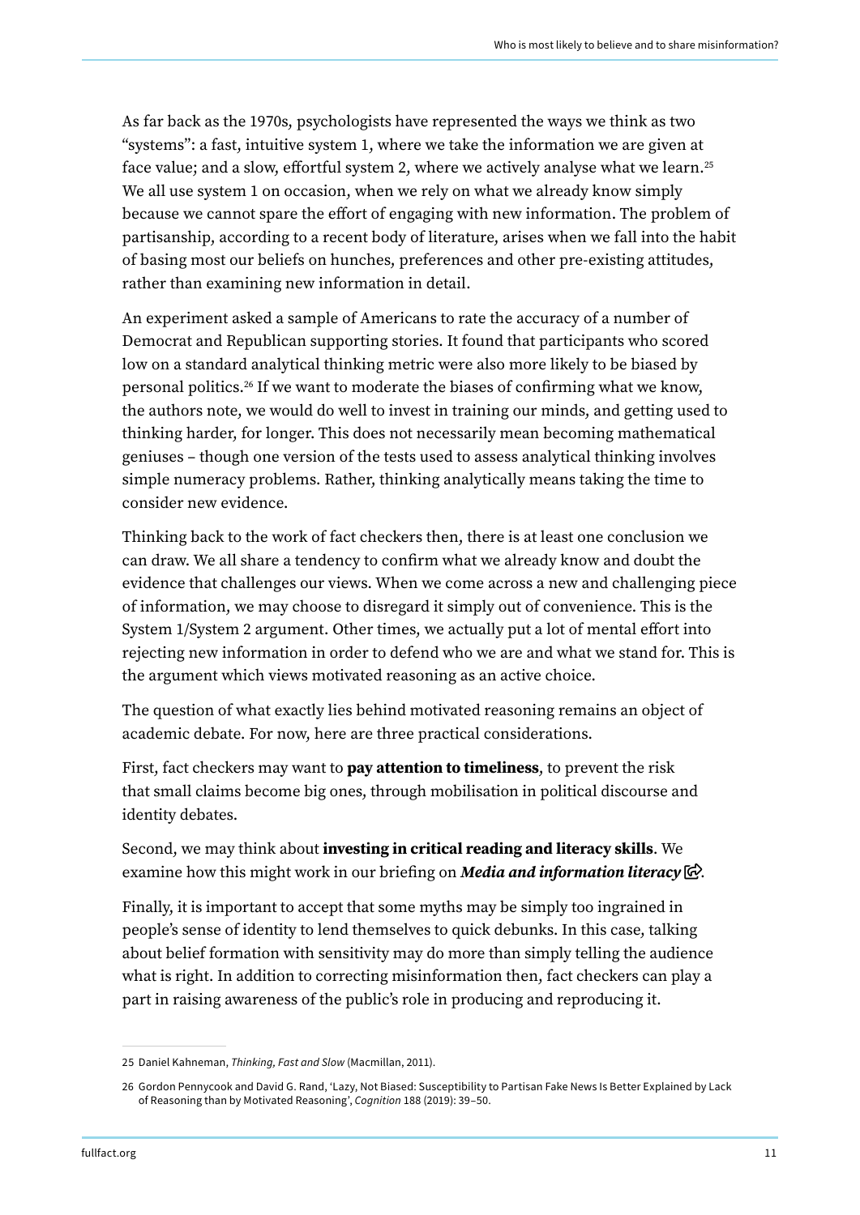As far back as the 1970s, psychologists have represented the ways we think as two "systems": a fast, intuitive system 1, where we take the information we are given at face value; and a slow, effortful system 2, where we actively analyse what we learn.[25] We all use system 1 on occasion, when we rely on what we already know simply because we cannot spare the effort of engaging with new information. The problem of partisanship, according to a recent body of literature, arises when we fall into the habit of basing most our beliefs on hunches, preferences and other pre-existing attitudes, rather than examining new information in detail.

An experiment asked a sample of Americans to rate the accuracy of a number of Democrat and Republican supporting stories. It found that participants who scored low on a standard analytical thinking metric were also more likely to be biased by personal politics.[26] If we want to moderate the biases of confirming what we know, the authors note, we would do well to invest in training our minds, and getting used to thinking harder, for longer. This does not necessarily mean becoming mathematical geniuses – though one version of the tests used to assess analytical thinking involves simple numeracy problems. Rather, thinking analytically means taking the time to consider new evidence.

Thinking back to the work of fact checkers then, there is at least one conclusion we can draw. We all share a tendency to confirm what we already know and doubt the evidence that challenges our views. When we come across a new and challenging piece of information, we may choose to disregard it simply out of convenience. This is the System 1/System 2 argument. Other times, we actually put a lot of mental effort into rejecting new information in order to defend who we are and what we stand for. This is the argument which views motivated reasoning as an active choice.

The question of what exactly lies behind motivated reasoning remains an object of academic debate. For now, here are three practical considerations.

First, fact checkers may want to **pay attention to timeliness**, to prevent the risk that small claims become big ones, through mobilisation in political discourse and identity debates.

Second, we may think about **investing in critical reading and literacy skills**. We examine how this might work in our briefing on ***Media and information literacy***.

Finally, it is important to accept that some myths may be simply too ingrained in people's sense of identity to lend themselves to quick debunks. In this case, talking about belief formation with sensitivity may do more than simply telling the audience what is right. In addition to correcting misinformation then, fact checkers can play a part in raising awareness of the public's role in producing and reproducing it.

---

25 Daniel Kahneman, *Thinking, Fast and Slow* (Macmillan, 2011).

26 Gordon Pennycook and David G. Rand, 'Lazy, Not Biased: Susceptibility to Partisan Fake News Is Better Explained by Lack of Reasoning than by Motivated Reasoning', *Cognition* 188 (2019): 39–50.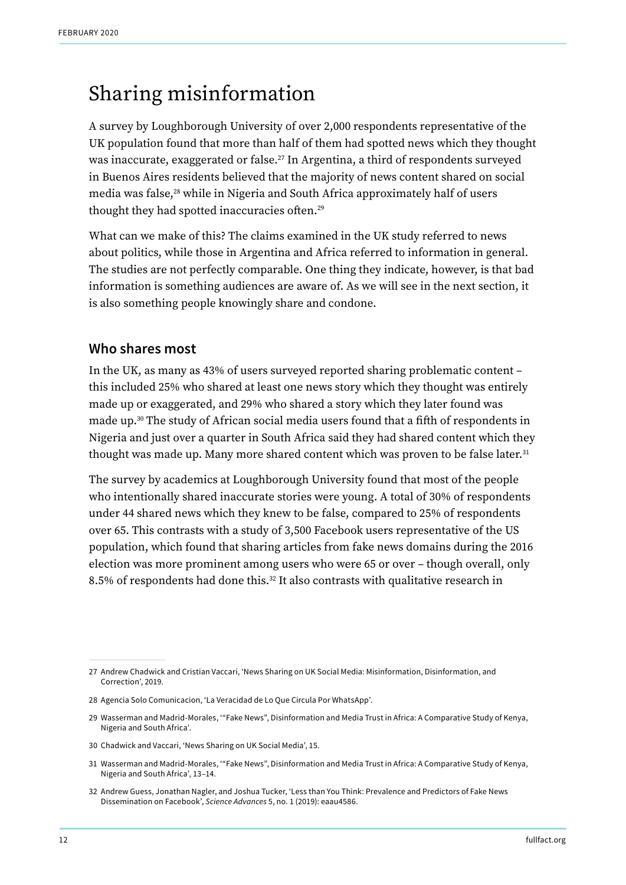# Sharing misinformation

A survey by Loughborough University of over 2,000 respondents representative of the UK population found that more than half of them had spotted news which they thought was inaccurate, exaggerated or false.[27] In Argentina, a third of respondents surveyed in Buenos Aires residents believed that the majority of news content shared on social media was false,[28] while in Nigeria and South Africa approximately half of users thought they had spotted inaccuracies often.[29]

What can we make of this? The claims examined in the UK study referred to news about politics, while those in Argentina and Africa referred to information in general. The studies are not perfectly comparable. One thing they indicate, however, is that bad information is something audiences are aware of. As we will see in the next section, it is also something people knowingly share and condone.

## Who shares most

In the UK, as many as 43% of users surveyed reported sharing problematic content – this included 25% who shared at least one news story which they thought was entirely made up or exaggerated, and 29% who shared a story which they later found was made up.[30] The study of African social media users found that a fifth of respondents in Nigeria and just over a quarter in South Africa said they had shared content which they thought was made up. Many more shared content which was proven to be false later.[31]

The survey by academics at Loughborough University found that most of the people who intentionally shared inaccurate stories were young. A total of 30% of respondents under 44 shared news which they knew to be false, compared to 25% of respondents over 65. This contrasts with a study of 3,500 Facebook users representative of the US population, which found that sharing articles from fake news domains during the 2016 election was more prominent among users who were 65 or over – though overall, only 8.5% of respondents had done this.[32] It also contrasts with qualitative research in

---

27 Andrew Chadwick and Cristian Vaccari, 'News Sharing on UK Social Media: Misinformation, Disinformation, and Correction', 2019.

28 Agencia Solo Comunicacion, 'La Veracidad de Lo Que Circula Por WhatsApp'.

29 Wasserman and Madrid-Morales, '"Fake News", Disinformation and Media Trust in Africa: A Comparative Study of Kenya, Nigeria and South Africa'.

30 Chadwick and Vaccari, 'News Sharing on UK Social Media', 15.

31 Wasserman and Madrid-Morales, '"Fake News", Disinformation and Media Trust in Africa: A Comparative Study of Kenya, Nigeria and South Africa', 13–14.

32 Andrew Guess, Jonathan Nagler, and Joshua Tucker, 'Less than You Think: Prevalence and Predictors of Fake News Dissemination on Facebook', *Science Advances* 5, no. 1 (2019): eaau4586.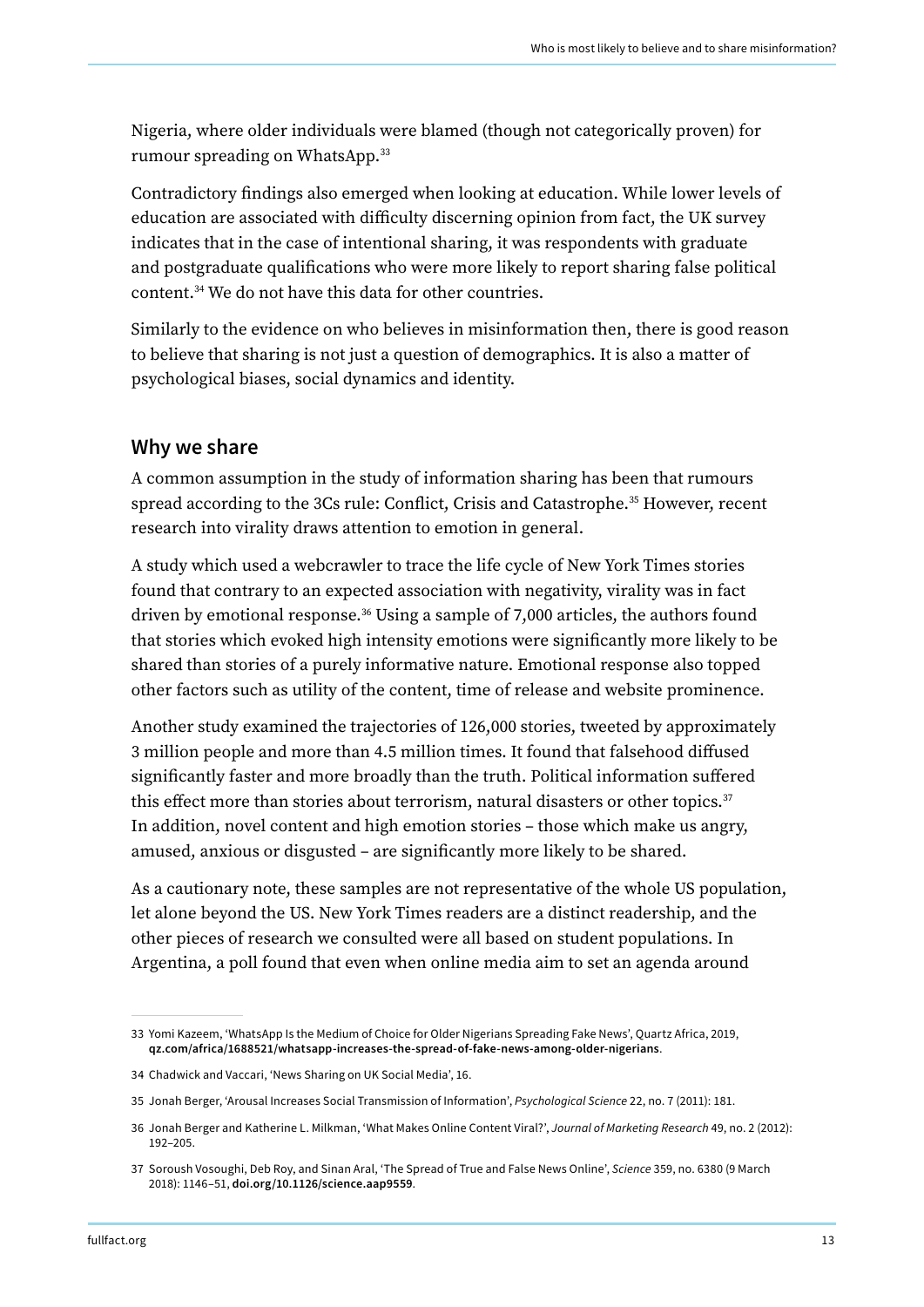Nigeria, where older individuals were blamed (though not categorically proven) for rumour spreading on WhatsApp.[33]

Contradictory findings also emerged when looking at education. While lower levels of education are associated with difficulty discerning opinion from fact, the UK survey indicates that in the case of intentional sharing, it was respondents with graduate and postgraduate qualifications who were more likely to report sharing false political content.[34] We do not have this data for other countries.

Similarly to the evidence on who believes in misinformation then, there is good reason to believe that sharing is not just a question of demographics. It is also a matter of psychological biases, social dynamics and identity.

## Why we share

A common assumption in the study of information sharing has been that rumours spread according to the 3Cs rule: Conflict, Crisis and Catastrophe.[35] However, recent research into virality draws attention to emotion in general.

A study which used a webcrawler to trace the life cycle of New York Times stories found that contrary to an expected association with negativity, virality was in fact driven by emotional response.[36] Using a sample of 7,000 articles, the authors found that stories which evoked high intensity emotions were significantly more likely to be shared than stories of a purely informative nature. Emotional response also topped other factors such as utility of the content, time of release and website prominence.

Another study examined the trajectories of 126,000 stories, tweeted by approximately 3 million people and more than 4.5 million times. It found that falsehood diffused significantly faster and more broadly than the truth. Political information suffered this effect more than stories about terrorism, natural disasters or other topics.[37] In addition, novel content and high emotion stories – those which make us angry, amused, anxious or disgusted – are significantly more likely to be shared.

As a cautionary note, these samples are not representative of the whole US population, let alone beyond the US. New York Times readers are a distinct readership, and the other pieces of research we consulted were all based on student populations. In Argentina, a poll found that even when online media aim to set an agenda around

---

33 Yomi Kazeem, 'WhatsApp Is the Medium of Choice for Older Nigerians Spreading Fake News', Quartz Africa, 2019, **qz.com/africa/1688521/whatsapp-increases-the-spread-of-fake-news-among-older-nigerians**.

34 Chadwick and Vaccari, 'News Sharing on UK Social Media', 16.

35 Jonah Berger, 'Arousal Increases Social Transmission of Information', *Psychological Science* 22, no. 7 (2011): 181.

36 Jonah Berger and Katherine L. Milkman, 'What Makes Online Content Viral?', *Journal of Marketing Research* 49, no. 2 (2012): 192–205.

37 Soroush Vosoughi, Deb Roy, and Sinan Aral, 'The Spread of True and False News Online', *Science* 359, no. 6380 (9 March 2018): 1146–51, **doi.org/10.1126/science.aap9559**.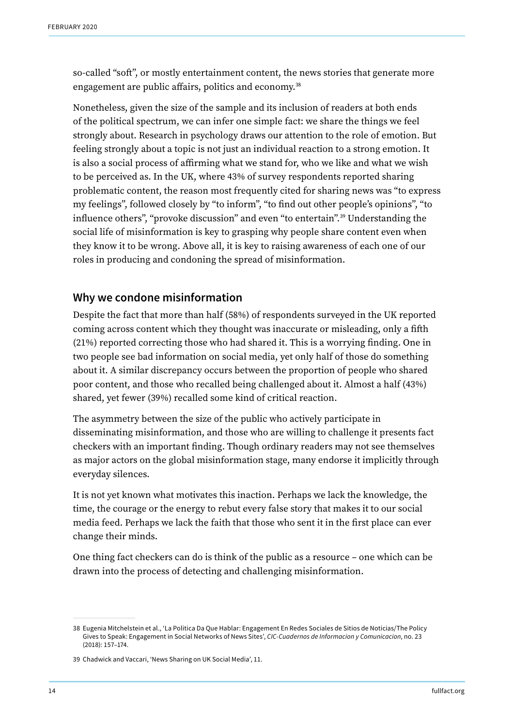so-called "soft", or mostly entertainment content, the news stories that generate more engagement are public affairs, politics and economy.[38]

Nonetheless, given the size of the sample and its inclusion of readers at both ends of the political spectrum, we can infer one simple fact: we share the things we feel strongly about. Research in psychology draws our attention to the role of emotion. But feeling strongly about a topic is not just an individual reaction to a strong emotion. It is also a social process of affirming what we stand for, who we like and what we wish to be perceived as. In the UK, where 43% of survey respondents reported sharing problematic content, the reason most frequently cited for sharing news was "to express my feelings", followed closely by "to inform", "to find out other people's opinions", "to influence others", "provoke discussion" and even "to entertain".[39] Understanding the social life of misinformation is key to grasping why people share content even when they know it to be wrong. Above all, it is key to raising awareness of each one of our roles in producing and condoning the spread of misinformation.

## Why we condone misinformation

Despite the fact that more than half (58%) of respondents surveyed in the UK reported coming across content which they thought was inaccurate or misleading, only a fifth (21%) reported correcting those who had shared it. This is a worrying finding. One in two people see bad information on social media, yet only half of those do something about it. A similar discrepancy occurs between the proportion of people who shared poor content, and those who recalled being challenged about it. Almost a half (43%) shared, yet fewer (39%) recalled some kind of critical reaction.

The asymmetry between the size of the public who actively participate in disseminating misinformation, and those who are willing to challenge it presents fact checkers with an important finding. Though ordinary readers may not see themselves as major actors on the global misinformation stage, many endorse it implicitly through everyday silences.

It is not yet known what motivates this inaction. Perhaps we lack the knowledge, the time, the courage or the energy to rebut every false story that makes it to our social media feed. Perhaps we lack the faith that those who sent it in the first place can ever change their minds.

One thing fact checkers can do is think of the public as a resource – one which can be drawn into the process of detecting and challenging misinformation.

---

38 Eugenia Mitchelstein et al., 'La Politica Da Que Hablar: Engagement En Redes Sociales de Sitios de Noticias/The Policy Gives to Speak: Engagement in Social Networks of News Sites', *CIC-Cuadernos de Informacion y Comunicacion*, no. 23 (2018): 157–174.

39 Chadwick and Vaccari, 'News Sharing on UK Social Media', 11.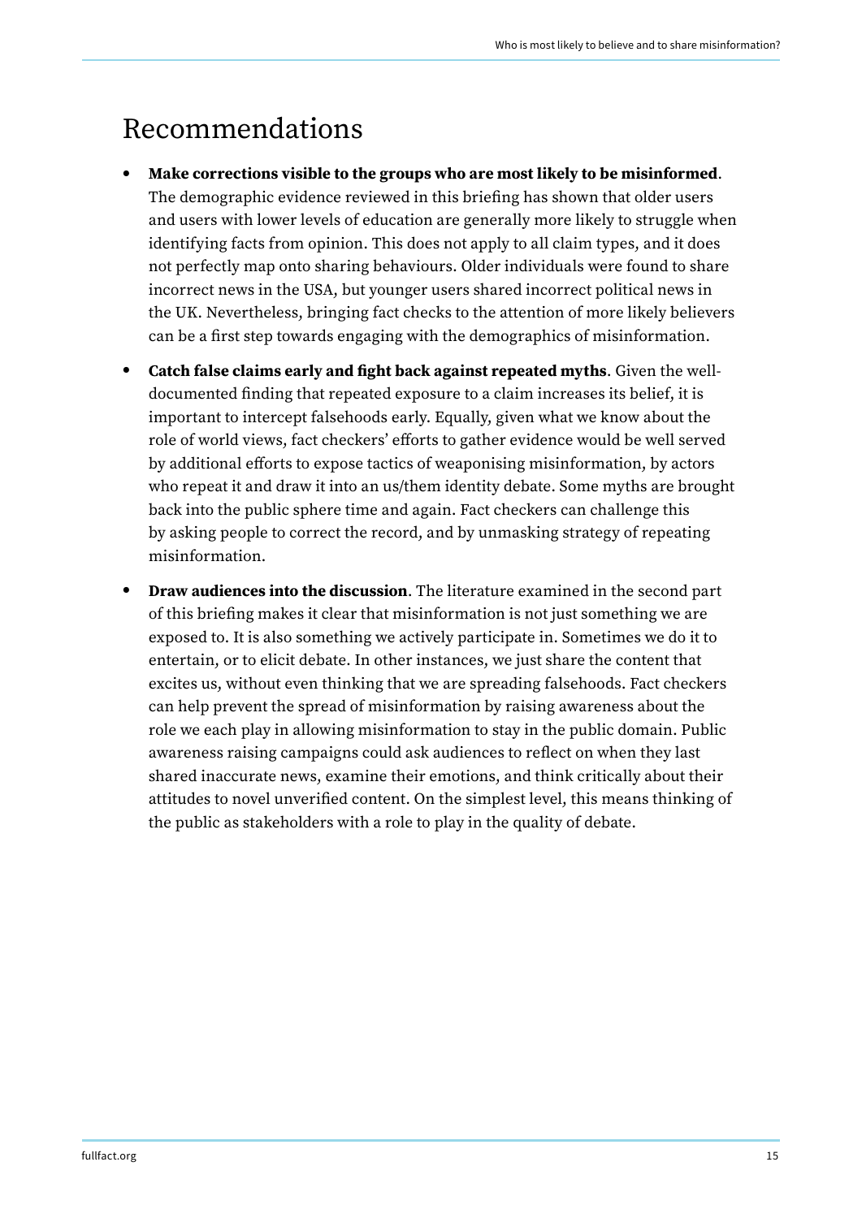# Recommendations

- **Make corrections visible to the groups who are most likely to be misinformed**. The demographic evidence reviewed in this briefing has shown that older users and users with lower levels of education are generally more likely to struggle when identifying facts from opinion. This does not apply to all claim types, and it does not perfectly map onto sharing behaviours. Older individuals were found to share incorrect news in the USA, but younger users shared incorrect political news in the UK. Nevertheless, bringing fact checks to the attention of more likely believers can be a first step towards engaging with the demographics of misinformation.
- **Catch false claims early and fight back against repeated myths**. Given the well-documented finding that repeated exposure to a claim increases its belief, it is important to intercept falsehoods early. Equally, given what we know about the role of world views, fact checkers' efforts to gather evidence would be well served by additional efforts to expose tactics of weaponising misinformation, by actors who repeat it and draw it into an us/them identity debate. Some myths are brought back into the public sphere time and again. Fact checkers can challenge this by asking people to correct the record, and by unmasking strategy of repeating misinformation.
- **Draw audiences into the discussion**. The literature examined in the second part of this briefing makes it clear that misinformation is not just something we are exposed to. It is also something we actively participate in. Sometimes we do it to entertain, or to elicit debate. In other instances, we just share the content that excites us, without even thinking that we are spreading falsehoods. Fact checkers can help prevent the spread of misinformation by raising awareness about the role we each play in allowing misinformation to stay in the public domain. Public awareness raising campaigns could ask audiences to reflect on when they last shared inaccurate news, examine their emotions, and think critically about their attitudes to novel unverified content. On the simplest level, this means thinking of the public as stakeholders with a role to play in the quality of debate.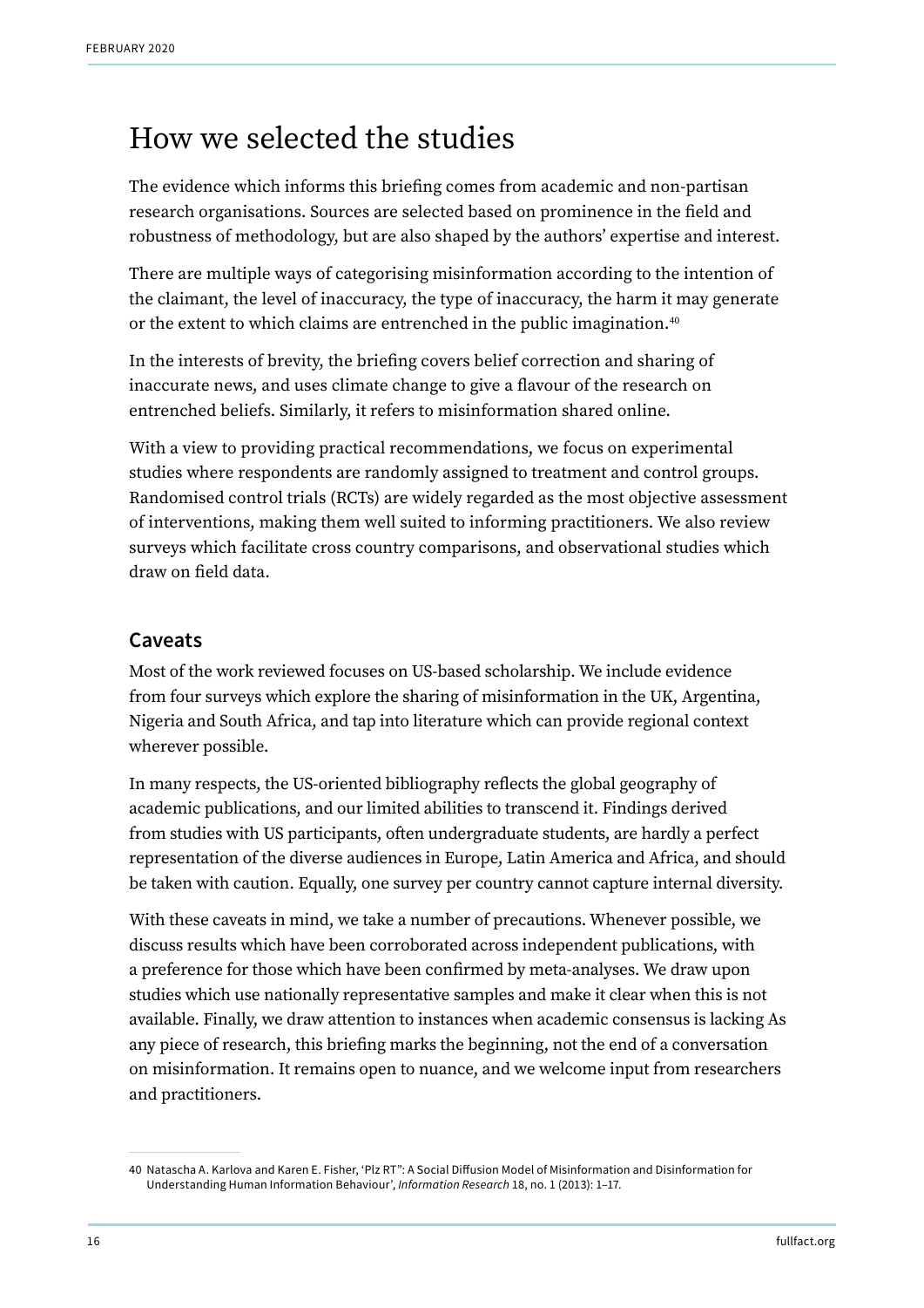# How we selected the studies

The evidence which informs this briefing comes from academic and non-partisan research organisations. Sources are selected based on prominence in the field and robustness of methodology, but are also shaped by the authors' expertise and interest.

There are multiple ways of categorising misinformation according to the intention of the claimant, the level of inaccuracy, the type of inaccuracy, the harm it may generate or the extent to which claims are entrenched in the public imagination.[40]

In the interests of brevity, the briefing covers belief correction and sharing of inaccurate news, and uses climate change to give a flavour of the research on entrenched beliefs. Similarly, it refers to misinformation shared online.

With a view to providing practical recommendations, we focus on experimental studies where respondents are randomly assigned to treatment and control groups. Randomised control trials (RCTs) are widely regarded as the most objective assessment of interventions, making them well suited to informing practitioners. We also review surveys which facilitate cross country comparisons, and observational studies which draw on field data.

## Caveats

Most of the work reviewed focuses on US-based scholarship. We include evidence from four surveys which explore the sharing of misinformation in the UK, Argentina, Nigeria and South Africa, and tap into literature which can provide regional context wherever possible.

In many respects, the US-oriented bibliography reflects the global geography of academic publications, and our limited abilities to transcend it. Findings derived from studies with US participants, often undergraduate students, are hardly a perfect representation of the diverse audiences in Europe, Latin America and Africa, and should be taken with caution. Equally, one survey per country cannot capture internal diversity.

With these caveats in mind, we take a number of precautions. Whenever possible, we discuss results which have been corroborated across independent publications, with a preference for those which have been confirmed by meta-analyses. We draw upon studies which use nationally representative samples and make it clear when this is not available. Finally, we draw attention to instances when academic consensus is lacking As any piece of research, this briefing marks the beginning, not the end of a conversation on misinformation. It remains open to nuance, and we welcome input from researchers and practitioners.

40 Natascha A. Karlova and Karen E. Fisher, 'Plz RT": A Social Diffusion Model of Misinformation and Disinformation for Understanding Human Information Behaviour', *Information Research* 18, no. 1 (2013): 1–17.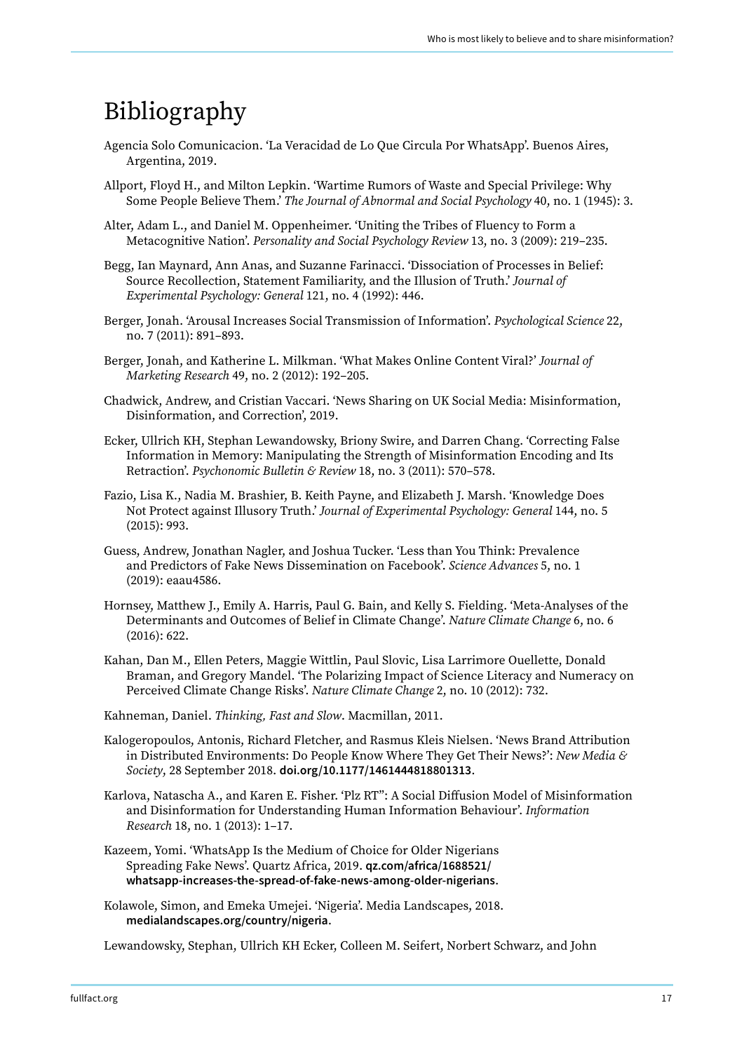# Bibliography

Agencia Solo Comunicacion. 'La Veracidad de Lo Que Circula Por WhatsApp'. Buenos Aires, Argentina, 2019.

Allport, Floyd H., and Milton Lepkin. 'Wartime Rumors of Waste and Special Privilege: Why Some People Believe Them.' *The Journal of Abnormal and Social Psychology* 40, no. 1 (1945): 3.

Alter, Adam L., and Daniel M. Oppenheimer. 'Uniting the Tribes of Fluency to Form a Metacognitive Nation'. *Personality and Social Psychology Review* 13, no. 3 (2009): 219–235.

Begg, Ian Maynard, Ann Anas, and Suzanne Farinacci. 'Dissociation of Processes in Belief: Source Recollection, Statement Familiarity, and the Illusion of Truth.' *Journal of Experimental Psychology: General* 121, no. 4 (1992): 446.

Berger, Jonah. 'Arousal Increases Social Transmission of Information'. *Psychological Science* 22, no. 7 (2011): 891–893.

Berger, Jonah, and Katherine L. Milkman. 'What Makes Online Content Viral?' *Journal of Marketing Research* 49, no. 2 (2012): 192–205.

Chadwick, Andrew, and Cristian Vaccari. 'News Sharing on UK Social Media: Misinformation, Disinformation, and Correction', 2019.

Ecker, Ullrich KH, Stephan Lewandowsky, Briony Swire, and Darren Chang. 'Correcting False Information in Memory: Manipulating the Strength of Misinformation Encoding and Its Retraction'. *Psychonomic Bulletin & Review* 18, no. 3 (2011): 570–578.

Fazio, Lisa K., Nadia M. Brashier, B. Keith Payne, and Elizabeth J. Marsh. 'Knowledge Does Not Protect against Illusory Truth.' *Journal of Experimental Psychology: General* 144, no. 5 (2015): 993.

Guess, Andrew, Jonathan Nagler, and Joshua Tucker. 'Less than You Think: Prevalence and Predictors of Fake News Dissemination on Facebook'. *Science Advances* 5, no. 1 (2019): eaau4586.

Hornsey, Matthew J., Emily A. Harris, Paul G. Bain, and Kelly S. Fielding. 'Meta-Analyses of the Determinants and Outcomes of Belief in Climate Change'. *Nature Climate Change* 6, no. 6 (2016): 622.

Kahan, Dan M., Ellen Peters, Maggie Wittlin, Paul Slovic, Lisa Larrimore Ouellette, Donald Braman, and Gregory Mandel. 'The Polarizing Impact of Science Literacy and Numeracy on Perceived Climate Change Risks'. *Nature Climate Change* 2, no. 10 (2012): 732.

Kahneman, Daniel. *Thinking, Fast and Slow*. Macmillan, 2011.

Kalogeropoulos, Antonis, Richard Fletcher, and Rasmus Kleis Nielsen. 'News Brand Attribution in Distributed Environments: Do People Know Where They Get Their News?': *New Media & Society*, 28 September 2018. **doi.org/10.1177/1461444818801313**.

Karlova, Natascha A., and Karen E. Fisher. 'Plz RT": A Social Diffusion Model of Misinformation and Disinformation for Understanding Human Information Behaviour'. *Information Research* 18, no. 1 (2013): 1–17.

Kazeem, Yomi. 'WhatsApp Is the Medium of Choice for Older Nigerians Spreading Fake News'. Quartz Africa, 2019. **qz.com/africa/1688521/whatsapp-increases-the-spread-of-fake-news-among-older-nigerians**.

Kolawole, Simon, and Emeka Umejei. 'Nigeria'. Media Landscapes, 2018. **medialandscapes.org/country/nigeria**.

Lewandowsky, Stephan, Ullrich KH Ecker, Colleen M. Seifert, Norbert Schwarz, and John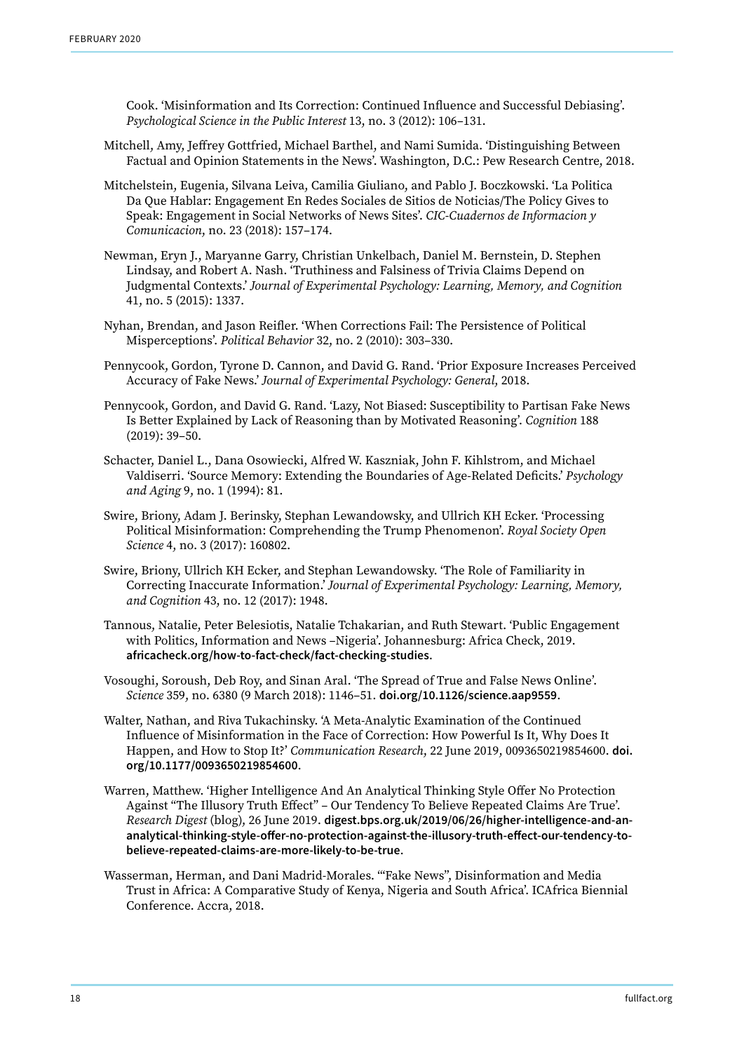Cook. 'Misinformation and Its Correction: Continued Influence and Successful Debiasing'. *Psychological Science in the Public Interest* 13, no. 3 (2012): 106–131.

Mitchell, Amy, Jeffrey Gottfried, Michael Barthel, and Nami Sumida. 'Distinguishing Between Factual and Opinion Statements in the News'. Washington, D.C.: Pew Research Centre, 2018.

Mitchelstein, Eugenia, Silvana Leiva, Camilia Giuliano, and Pablo J. Boczkowski. 'La Politica Da Que Hablar: Engagement En Redes Sociales de Sitios de Noticias/The Policy Gives to Speak: Engagement in Social Networks of News Sites'. *CIC-Cuadernos de Informacion y Comunicacion*, no. 23 (2018): 157–174.

Newman, Eryn J., Maryanne Garry, Christian Unkelbach, Daniel M. Bernstein, D. Stephen Lindsay, and Robert A. Nash. 'Truthiness and Falsiness of Trivia Claims Depend on Judgmental Contexts.' *Journal of Experimental Psychology: Learning, Memory, and Cognition* 41, no. 5 (2015): 1337.

Nyhan, Brendan, and Jason Reifler. 'When Corrections Fail: The Persistence of Political Misperceptions'. *Political Behavior* 32, no. 2 (2010): 303–330.

Pennycook, Gordon, Tyrone D. Cannon, and David G. Rand. 'Prior Exposure Increases Perceived Accuracy of Fake News.' *Journal of Experimental Psychology: General*, 2018.

Pennycook, Gordon, and David G. Rand. 'Lazy, Not Biased: Susceptibility to Partisan Fake News Is Better Explained by Lack of Reasoning than by Motivated Reasoning'. *Cognition* 188 (2019): 39–50.

Schacter, Daniel L., Dana Osowiecki, Alfred W. Kaszniak, John F. Kihlstrom, and Michael Valdiserri. 'Source Memory: Extending the Boundaries of Age-Related Deficits.' *Psychology and Aging* 9, no. 1 (1994): 81.

Swire, Briony, Adam J. Berinsky, Stephan Lewandowsky, and Ullrich KH Ecker. 'Processing Political Misinformation: Comprehending the Trump Phenomenon'. *Royal Society Open Science* 4, no. 3 (2017): 160802.

Swire, Briony, Ullrich KH Ecker, and Stephan Lewandowsky. 'The Role of Familiarity in Correcting Inaccurate Information.' *Journal of Experimental Psychology: Learning, Memory, and Cognition* 43, no. 12 (2017): 1948.

Tannous, Natalie, Peter Belesiotis, Natalie Tchakarian, and Ruth Stewart. 'Public Engagement with Politics, Information and News –Nigeria'. Johannesburg: Africa Check, 2019. **africacheck.org/how-to-fact-check/fact-checking-studies**.

Vosoughi, Soroush, Deb Roy, and Sinan Aral. 'The Spread of True and False News Online'. *Science* 359, no. 6380 (9 March 2018): 1146–51. **doi.org/10.1126/science.aap9559**.

Walter, Nathan, and Riva Tukachinsky. 'A Meta-Analytic Examination of the Continued Influence of Misinformation in the Face of Correction: How Powerful Is It, Why Does It Happen, and How to Stop It?' *Communication Research*, 22 June 2019, 0093650219854600. **doi.org/10.1177/0093650219854600**.

Warren, Matthew. 'Higher Intelligence And An Analytical Thinking Style Offer No Protection Against "The Illusory Truth Effect" – Our Tendency To Believe Repeated Claims Are True'. *Research Digest* (blog), 26 June 2019. **digest.bps.org.uk/2019/06/26/higher-intelligence-and-an-analytical-thinking-style-offer-no-protection-against-the-illusory-truth-effect-our-tendency-to-believe-repeated-claims-are-more-likely-to-be-true**.

Wasserman, Herman, and Dani Madrid-Morales. '"Fake News", Disinformation and Media Trust in Africa: A Comparative Study of Kenya, Nigeria and South Africa'. ICAfrica Biennial Conference. Accra, 2018.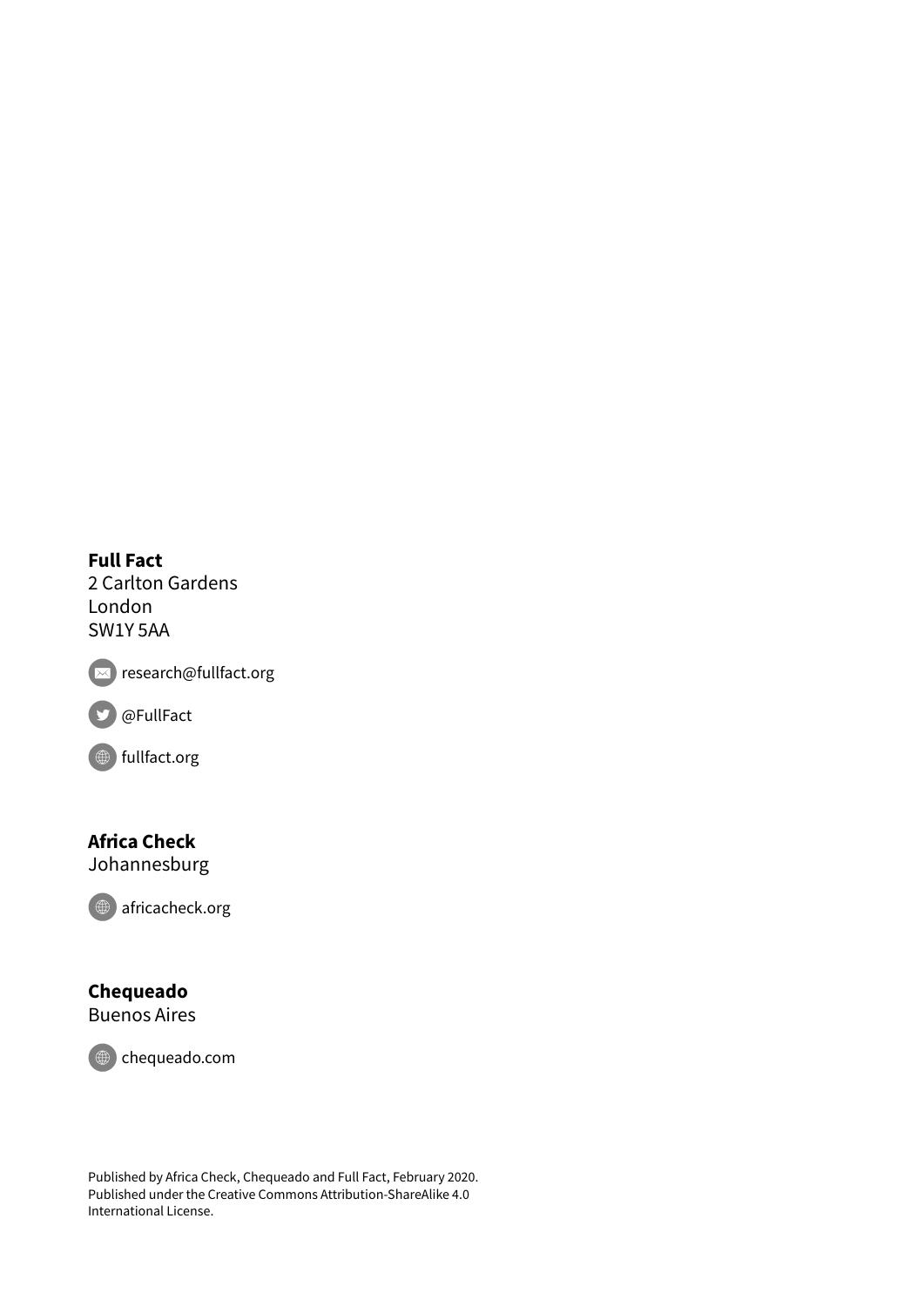**Full Fact**
2 Carlton Gardens
London
SW1Y 5AA

research@fullfact.org

@FullFact

fullfact.org

**Africa Check**
Johannesburg

africacheck.org

**Chequeado**
Buenos Aires

chequeado.com

Published by Africa Check, Chequeado and Full Fact, February 2020.
Published under the Creative Commons Attribution-ShareAlike 4.0 International License.